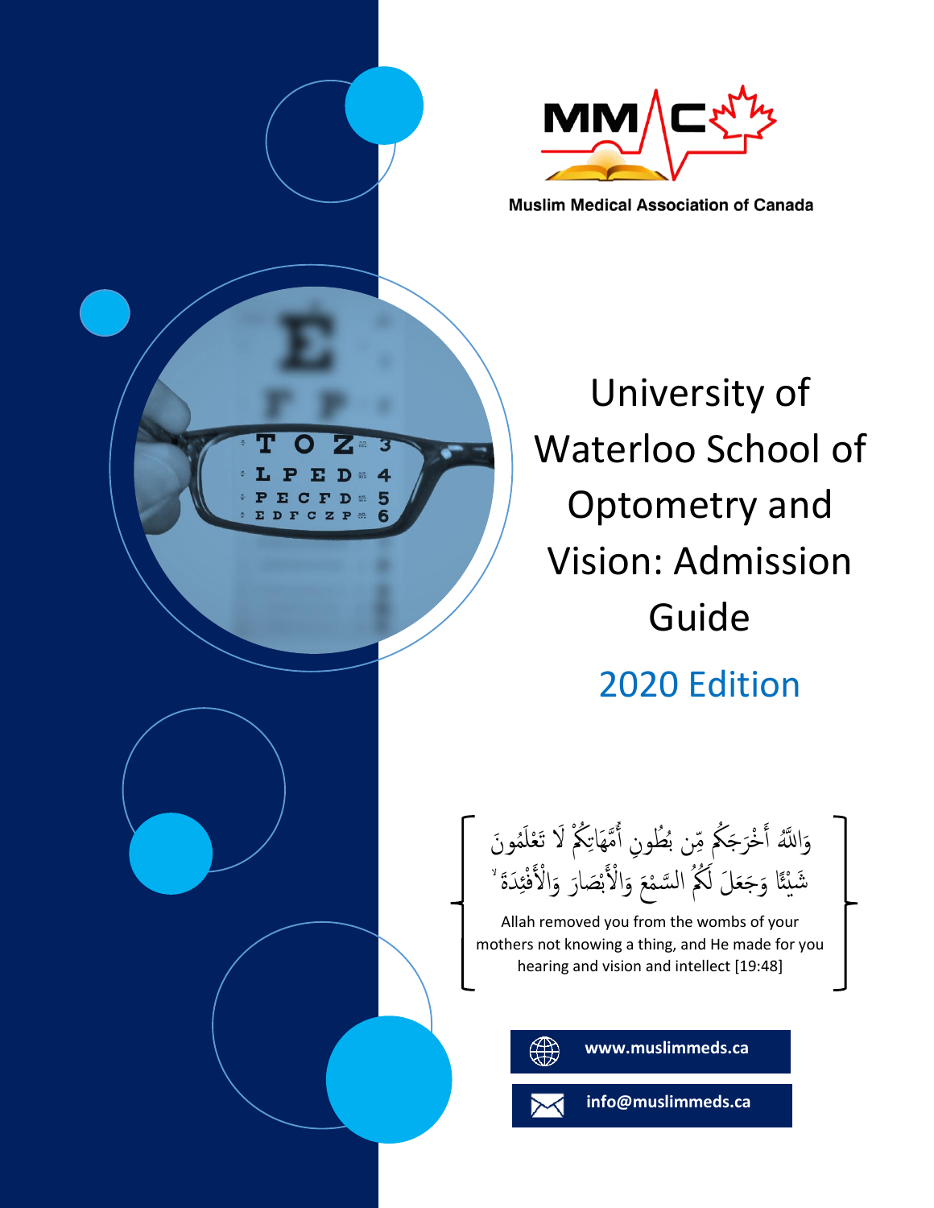Muslim Medical Association of Canada

# University of Waterloo School of Optometry and Vision: Admission Guide

## 2020 Edition

وَاللَّهُ أَخْرَجَكُم مِّن بُطُونِ أُمَّهَاتِكُمْ لَا تَعْلَمُونَ شَيْئًا وَجَعَلَ لَكُمُ السَّمْعَ وَالْأَبْصَارَ وَالْأَفْئِدَةَ

Allah removed you from the wombs of your mothers not knowing a thing, and He made for you hearing and vision and intellect [19:48]

www.muslimmeds.ca

info@muslimmeds.ca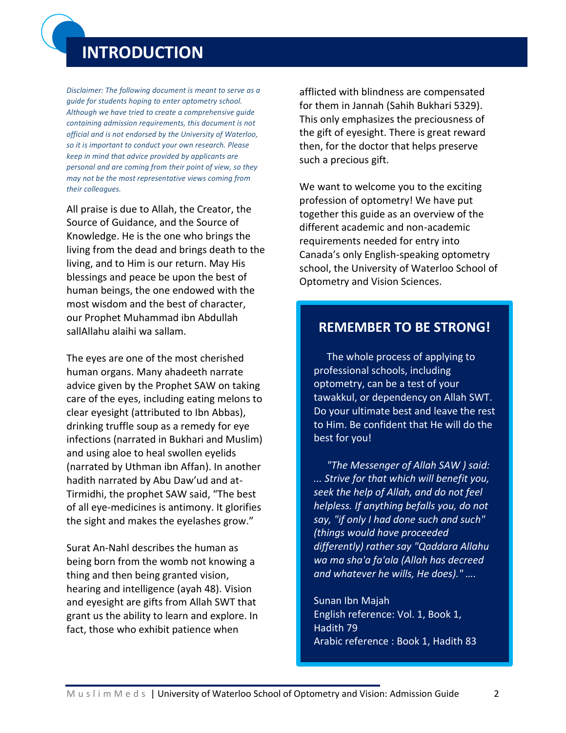# INTRODUCTION

*Disclaimer: The following document is meant to serve as a guide for students hoping to enter optometry school. Although we have tried to create a comprehensive guide containing admission requirements, this document is not official and is not endorsed by the University of Waterloo, so it is important to conduct your own research. Please keep in mind that advice provided by applicants are personal and are coming from their point of view, so they may not be the most representative views coming from their colleagues.*

All praise is due to Allah, the Creator, the Source of Guidance, and the Source of Knowledge. He is the one who brings the living from the dead and brings death to the living, and to Him is our return. May His blessings and peace be upon the best of human beings, the one endowed with the most wisdom and the best of character, our Prophet Muhammad ibn Abdullah sallAllahu alaihi wa sallam.

The eyes are one of the most cherished human organs. Many ahadeeth narrate advice given by the Prophet SAW on taking care of the eyes, including eating melons to clear eyesight (attributed to Ibn Abbas), drinking truffle soup as a remedy for eye infections (narrated in Bukhari and Muslim) and using aloe to heal swollen eyelids (narrated by Uthman ibn Affan). In another hadith narrated by Abu Daw'ud and at-Tirmidhi, the prophet SAW said, "The best of all eye-medicines is antimony. It glorifies the sight and makes the eyelashes grow."

Surat An-Nahl describes the human as being born from the womb not knowing a thing and then being granted vision, hearing and intelligence (ayah 48). Vision and eyesight are gifts from Allah SWT that grant us the ability to learn and explore. In fact, those who exhibit patience when afflicted with blindness are compensated for them in Jannah (Sahih Bukhari 5329). This only emphasizes the preciousness of the gift of eyesight. There is great reward then, for the doctor that helps preserve such a precious gift.

We want to welcome you to the exciting profession of optometry! We have put together this guide as an overview of the different academic and non-academic requirements needed for entry into Canada's only English-speaking optometry school, the University of Waterloo School of Optometry and Vision Sciences.

## REMEMBER TO BE STRONG!

The whole process of applying to professional schools, including optometry, can be a test of your tawakkul, or dependency on Allah SWT. Do your ultimate best and leave the rest to Him. Be confident that He will do the best for you!

*"The Messenger of Allah SAW ) said: ... Strive for that which will benefit you, seek the help of Allah, and do not feel helpless. If anything befalls you, do not say, "if only I had done such and such" (things would have proceeded differently) rather say "Qaddara Allahu wa ma sha'a fa'ala (Allah has decreed and whatever he wills, He does)." ….*

Sunan Ibn Majah
English reference: Vol. 1, Book 1, Hadith 79
Arabic reference : Book 1, Hadith 83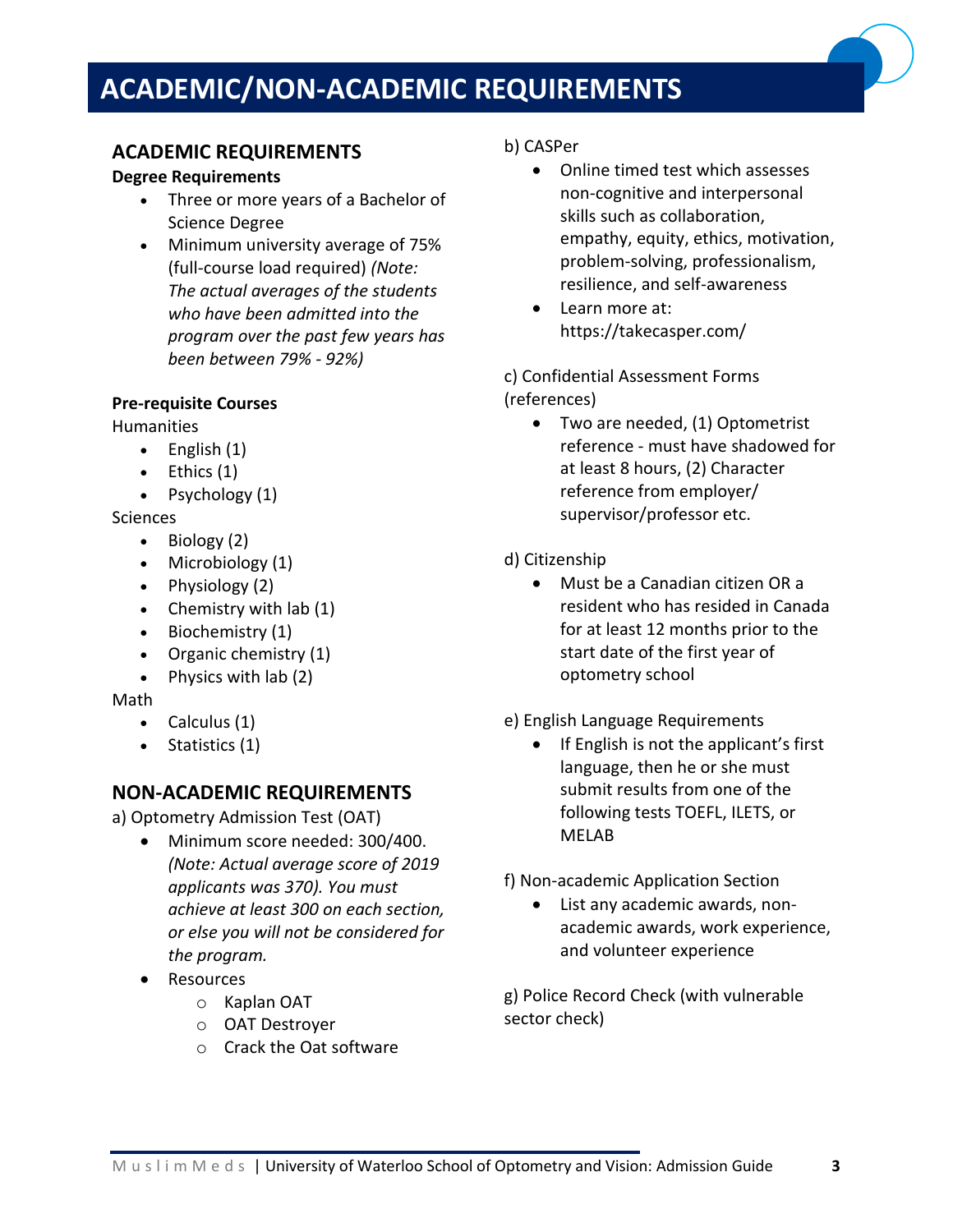# ACADEMIC/NON-ACADEMIC REQUIREMENTS

## ACADEMIC REQUIREMENTS

**Degree Requirements**

- Three or more years of a Bachelor of Science Degree
- Minimum university average of 75% (full-course load required) *(Note: The actual averages of the students who have been admitted into the program over the past few years has been between 79% - 92%)*

**Pre-requisite Courses**

Humanities

- English (1)
- Ethics (1)
- Psychology (1)

Sciences

- Biology (2)
- Microbiology (1)
- Physiology (2)
- Chemistry with lab (1)
- Biochemistry (1)
- Organic chemistry (1)
- Physics with lab (2)

Math

- Calculus (1)
- Statistics (1)

## NON-ACADEMIC REQUIREMENTS

a) Optometry Admission Test (OAT)

- Minimum score needed: 300/400. *(Note: Actual average score of 2019 applicants was 370). You must achieve at least 300 on each section, or else you will not be considered for the program.*
- Resources
    - Kaplan OAT
    - OAT Destroyer
    - Crack the Oat software

b) CASPer

- Online timed test which assesses non-cognitive and interpersonal skills such as collaboration, empathy, equity, ethics, motivation, problem-solving, professionalism, resilience, and self-awareness
- Learn more at: https://takecasper.com/

c) Confidential Assessment Forms (references)

- Two are needed, (1) Optometrist reference - must have shadowed for at least 8 hours, (2) Character reference from employer/ supervisor/professor etc.

d) Citizenship

- Must be a Canadian citizen OR a resident who has resided in Canada for at least 12 months prior to the start date of the first year of optometry school

e) English Language Requirements

- If English is not the applicant's first language, then he or she must submit results from one of the following tests TOEFL, ILETS, or MELAB

f) Non-academic Application Section

- List any academic awards, non-academic awards, work experience, and volunteer experience

g) Police Record Check (with vulnerable sector check)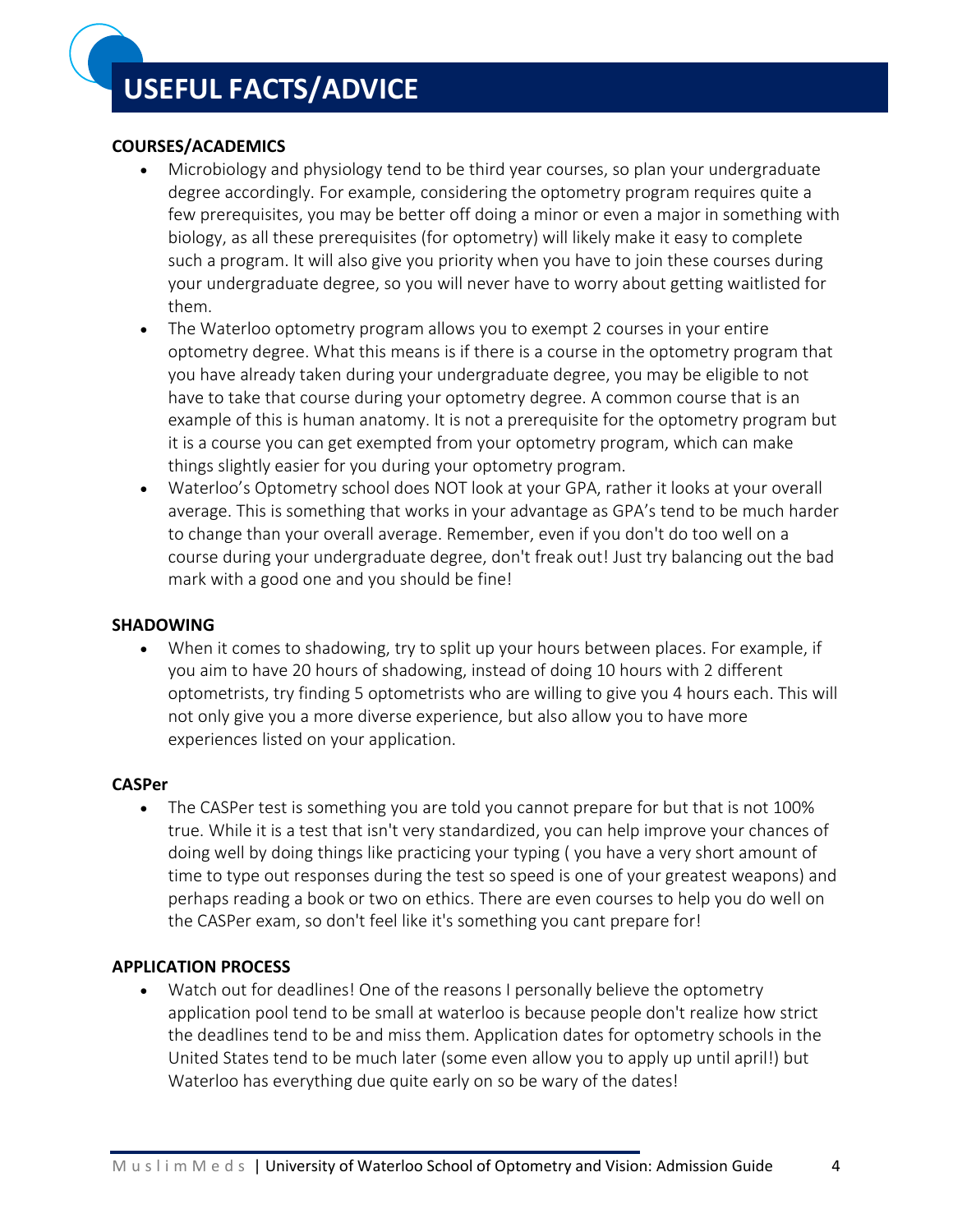# USEFUL FACTS/ADVICE

**COURSES/ACADEMICS**

- Microbiology and physiology tend to be third year courses, so plan your undergraduate degree accordingly. For example, considering the optometry program requires quite a few prerequisites, you may be better off doing a minor or even a major in something with biology, as all these prerequisites (for optometry) will likely make it easy to complete such a program. It will also give you priority when you have to join these courses during your undergraduate degree, so you will never have to worry about getting waitlisted for them.
- The Waterloo optometry program allows you to exempt 2 courses in your entire optometry degree. What this means is if there is a course in the optometry program that you have already taken during your undergraduate degree, you may be eligible to not have to take that course during your optometry degree. A common course that is an example of this is human anatomy. It is not a prerequisite for the optometry program but it is a course you can get exempted from your optometry program, which can make things slightly easier for you during your optometry program.
- Waterloo's Optometry school does NOT look at your GPA, rather it looks at your overall average. This is something that works in your advantage as GPA's tend to be much harder to change than your overall average. Remember, even if you don't do too well on a course during your undergraduate degree, don't freak out! Just try balancing out the bad mark with a good one and you should be fine!

**SHADOWING**

- When it comes to shadowing, try to split up your hours between places. For example, if you aim to have 20 hours of shadowing, instead of doing 10 hours with 2 different optometrists, try finding 5 optometrists who are willing to give you 4 hours each. This will not only give you a more diverse experience, but also allow you to have more experiences listed on your application.

**CASPer**

- The CASPer test is something you are told you cannot prepare for but that is not 100% true. While it is a test that isn't very standardized, you can help improve your chances of doing well by doing things like practicing your typing ( you have a very short amount of time to type out responses during the test so speed is one of your greatest weapons) and perhaps reading a book or two on ethics. There are even courses to help you do well on the CASPer exam, so don't feel like it's something you cant prepare for!

**APPLICATION PROCESS**

- Watch out for deadlines! One of the reasons I personally believe the optometry application pool tend to be small at waterloo is because people don't realize how strict the deadlines tend to be and miss them. Application dates for optometry schools in the United States tend to be much later (some even allow you to apply up until april!) but Waterloo has everything due quite early on so be wary of the dates!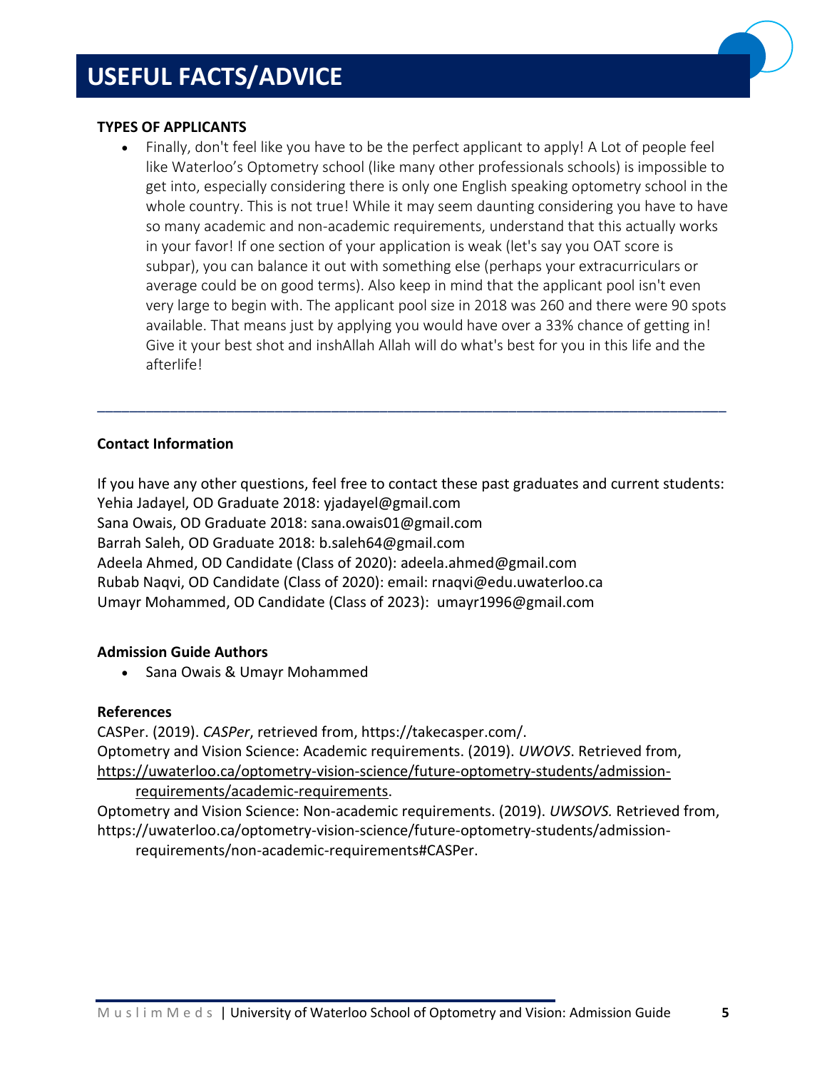# USEFUL FACTS/ADVICE

**TYPES OF APPLICANTS**

- Finally, don't feel like you have to be the perfect applicant to apply! A Lot of people feel like Waterloo's Optometry school (like many other professionals schools) is impossible to get into, especially considering there is only one English speaking optometry school in the whole country. This is not true! While it may seem daunting considering you have to have so many academic and non-academic requirements, understand that this actually works in your favor! If one section of your application is weak (let's say you OAT score is subpar), you can balance it out with something else (perhaps your extracurriculars or average could be on good terms). Also keep in mind that the applicant pool isn't even very large to begin with. The applicant pool size in 2018 was 260 and there were 90 spots available. That means just by applying you would have over a 33% chance of getting in! Give it your best shot and inshAllah Allah will do what's best for you in this life and the afterlife!

---

**Contact Information**

If you have any other questions, feel free to contact these past graduates and current students:
Yehia Jadayel, OD Graduate 2018: yjadayel@gmail.com
Sana Owais, OD Graduate 2018: sana.owais01@gmail.com
Barrah Saleh, OD Graduate 2018: b.saleh64@gmail.com
Adeela Ahmed, OD Candidate (Class of 2020): adeela.ahmed@gmail.com
Rubab Naqvi, OD Candidate (Class of 2020): email: rnaqvi@edu.uwaterloo.ca
Umayr Mohammed, OD Candidate (Class of 2023): umayr1996@gmail.com

**Admission Guide Authors**

- Sana Owais & Umayr Mohammed

**References**

CASPer. (2019). *CASPer*, retrieved from, https://takecasper.com/.
Optometry and Vision Science: Academic requirements. (2019). *UWOVS*. Retrieved from, https://uwaterloo.ca/optometry-vision-science/future-optometry-students/admission-requirements/academic-requirements.
Optometry and Vision Science: Non-academic requirements. (2019). *UWSOVS.* Retrieved from, https://uwaterloo.ca/optometry-vision-science/future-optometry-students/admission-requirements/non-academic-requirements#CASPer.